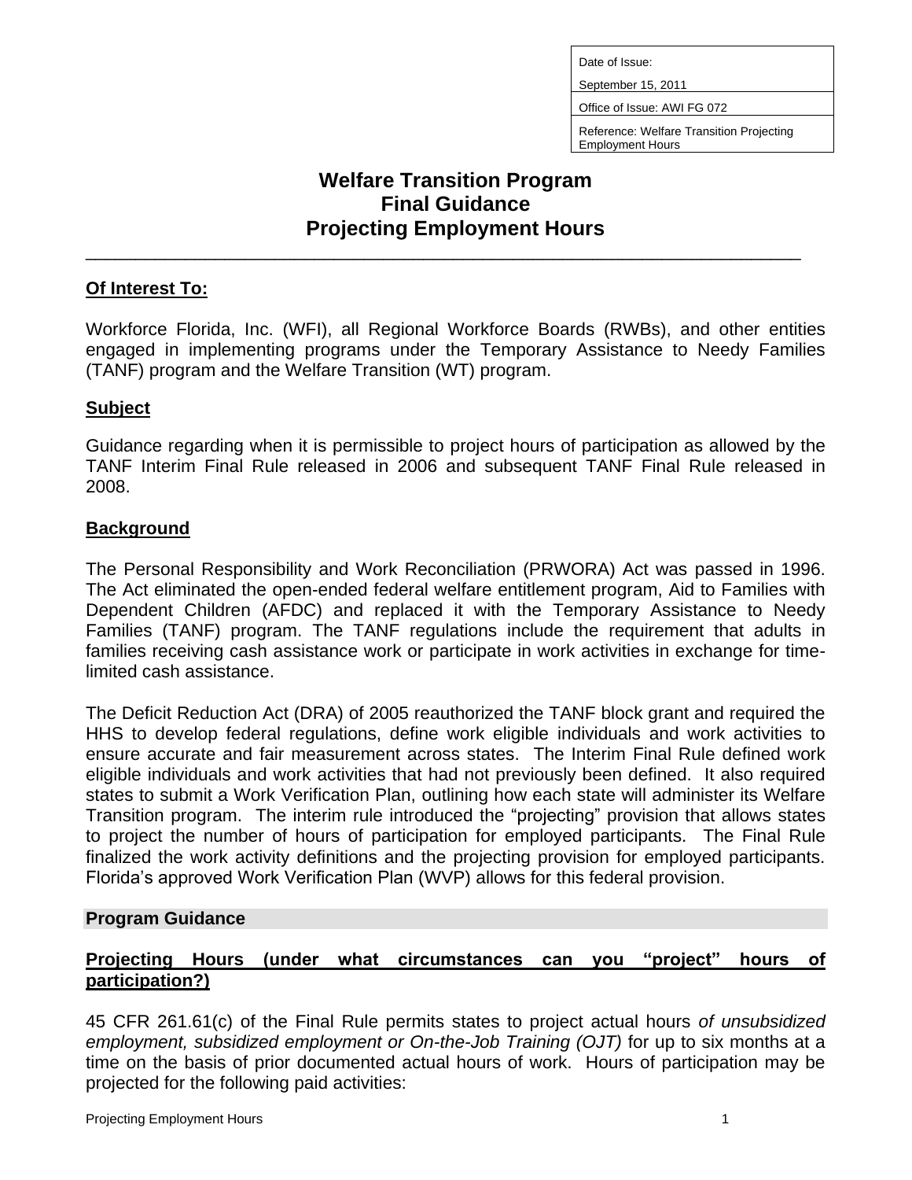| Date of Issue: |
| --- |
| September 15, 2011 |
| Office of Issue: AWI FG 072 |
| Reference: Welfare Transition Projecting Employment Hours |

# Welfare Transition Program
# Final Guidance
# Projecting Employment Hours

---

## Of Interest To:

Workforce Florida, Inc. (WFI), all Regional Workforce Boards (RWBs), and other entities engaged in implementing programs under the Temporary Assistance to Needy Families (TANF) program and the Welfare Transition (WT) program.

## Subject

Guidance regarding when it is permissible to project hours of participation as allowed by the TANF Interim Final Rule released in 2006 and subsequent TANF Final Rule released in 2008.

## Background

The Personal Responsibility and Work Reconciliation (PRWORA) Act was passed in 1996. The Act eliminated the open-ended federal welfare entitlement program, Aid to Families with Dependent Children (AFDC) and replaced it with the Temporary Assistance to Needy Families (TANF) program. The TANF regulations include the requirement that adults in families receiving cash assistance work or participate in work activities in exchange for time-limited cash assistance.

The Deficit Reduction Act (DRA) of 2005 reauthorized the TANF block grant and required the HHS to develop federal regulations, define work eligible individuals and work activities to ensure accurate and fair measurement across states. The Interim Final Rule defined work eligible individuals and work activities that had not previously been defined. It also required states to submit a Work Verification Plan, outlining how each state will administer its Welfare Transition program. The interim rule introduced the "projecting" provision that allows states to project the number of hours of participation for employed participants. The Final Rule finalized the work activity definitions and the projecting provision for employed participants. Florida's approved Work Verification Plan (WVP) allows for this federal provision.

## Program Guidance

### Projecting Hours (under what circumstances can you "project" hours of participation?)

45 CFR 261.61(c) of the Final Rule permits states to project actual hours *of unsubsidized employment, subsidized employment or On-the-Job Training (OJT)* for up to six months at a time on the basis of prior documented actual hours of work. Hours of participation may be projected for the following paid activities: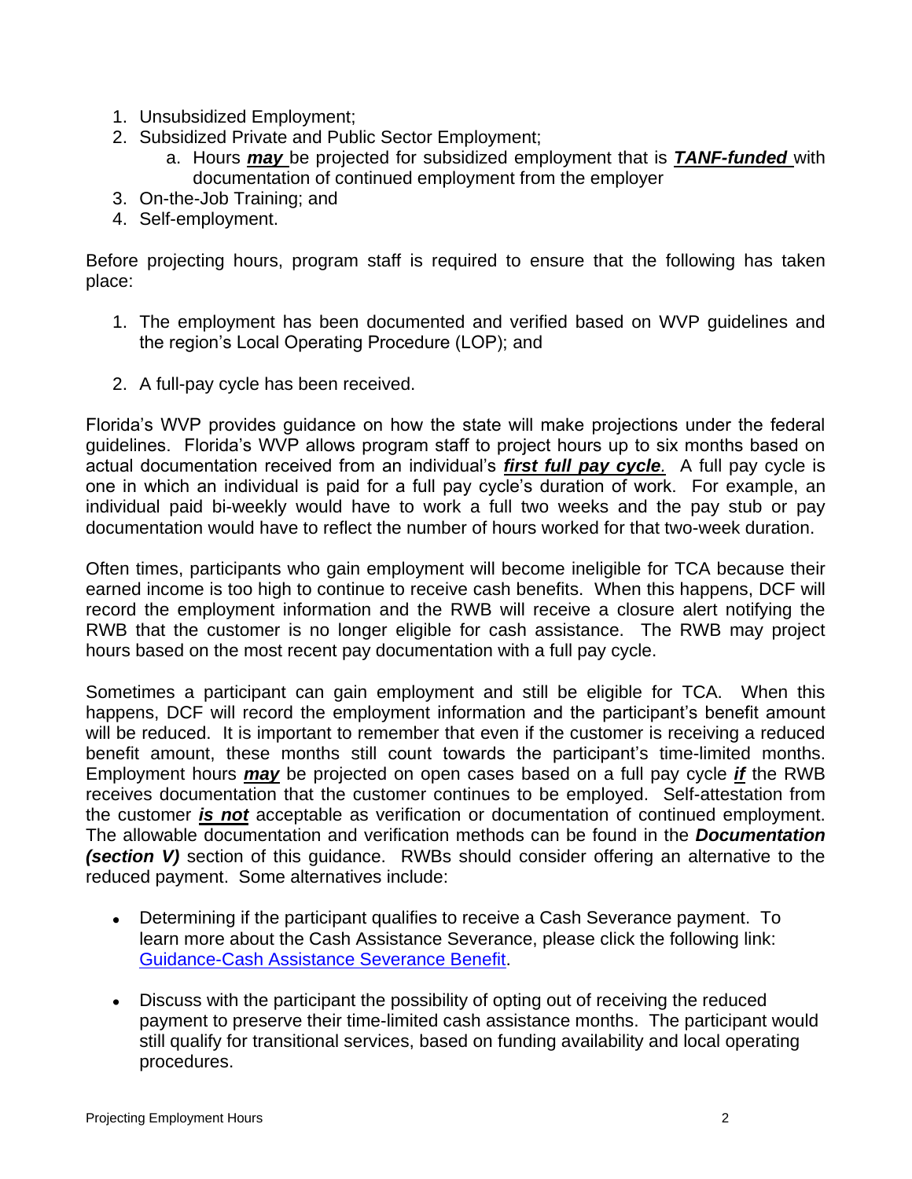1. Unsubsidized Employment;
2. Subsidized Private and Public Sector Employment;
   a. Hours ***may*** be projected for subsidized employment that is ***TANF-funded*** with documentation of continued employment from the employer
3. On-the-Job Training; and
4. Self-employment.

Before projecting hours, program staff is required to ensure that the following has taken place:

1. The employment has been documented and verified based on WVP guidelines and the region's Local Operating Procedure (LOP); and

2. A full-pay cycle has been received.

Florida's WVP provides guidance on how the state will make projections under the federal guidelines. Florida's WVP allows program staff to project hours up to six months based on actual documentation received from an individual's ***first full pay cycle***. A full pay cycle is one in which an individual is paid for a full pay cycle's duration of work. For example, an individual paid bi-weekly would have to work a full two weeks and the pay stub or pay documentation would have to reflect the number of hours worked for that two-week duration.

Often times, participants who gain employment will become ineligible for TCA because their earned income is too high to continue to receive cash benefits. When this happens, DCF will record the employment information and the RWB will receive a closure alert notifying the RWB that the customer is no longer eligible for cash assistance. The RWB may project hours based on the most recent pay documentation with a full pay cycle.

Sometimes a participant can gain employment and still be eligible for TCA. When this happens, DCF will record the employment information and the participant's benefit amount will be reduced. It is important to remember that even if the customer is receiving a reduced benefit amount, these months still count towards the participant's time-limited months. Employment hours ***may*** be projected on open cases based on a full pay cycle ***if*** the RWB receives documentation that the customer continues to be employed. Self-attestation from the customer ***is not*** acceptable as verification or documentation of continued employment. The allowable documentation and verification methods can be found in the ***Documentation (section V)*** section of this guidance. RWBs should consider offering an alternative to the reduced payment. Some alternatives include:

- Determining if the participant qualifies to receive a Cash Severance payment. To learn more about the Cash Assistance Severance, please click the following link: Guidance-Cash Assistance Severance Benefit.

- Discuss with the participant the possibility of opting out of receiving the reduced payment to preserve their time-limited cash assistance months. The participant would still qualify for transitional services, based on funding availability and local operating procedures.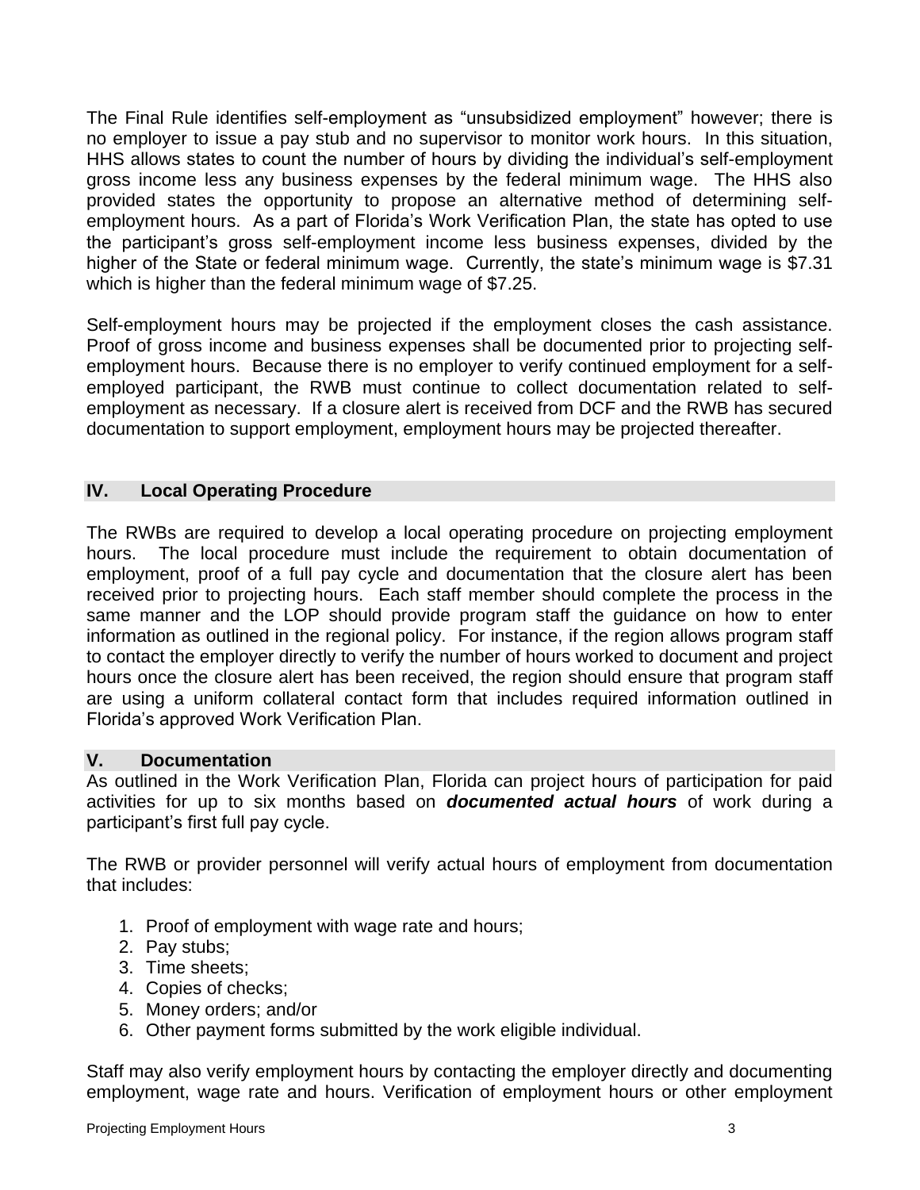The Final Rule identifies self-employment as "unsubsidized employment" however; there is no employer to issue a pay stub and no supervisor to monitor work hours. In this situation, HHS allows states to count the number of hours by dividing the individual's self-employment gross income less any business expenses by the federal minimum wage. The HHS also provided states the opportunity to propose an alternative method of determining self-employment hours. As a part of Florida's Work Verification Plan, the state has opted to use the participant's gross self-employment income less business expenses, divided by the higher of the State or federal minimum wage. Currently, the state's minimum wage is $7.31 which is higher than the federal minimum wage of $7.25.

Self-employment hours may be projected if the employment closes the cash assistance. Proof of gross income and business expenses shall be documented prior to projecting self-employment hours. Because there is no employer to verify continued employment for a self-employed participant, the RWB must continue to collect documentation related to self-employment as necessary. If a closure alert is received from DCF and the RWB has secured documentation to support employment, employment hours may be projected thereafter.

## IV. Local Operating Procedure

The RWBs are required to develop a local operating procedure on projecting employment hours. The local procedure must include the requirement to obtain documentation of employment, proof of a full pay cycle and documentation that the closure alert has been received prior to projecting hours. Each staff member should complete the process in the same manner and the LOP should provide program staff the guidance on how to enter information as outlined in the regional policy. For instance, if the region allows program staff to contact the employer directly to verify the number of hours worked to document and project hours once the closure alert has been received, the region should ensure that program staff are using a uniform collateral contact form that includes required information outlined in Florida's approved Work Verification Plan.

## V. Documentation

As outlined in the Work Verification Plan, Florida can project hours of participation for paid activities for up to six months based on ***documented actual hours*** of work during a participant's first full pay cycle.

The RWB or provider personnel will verify actual hours of employment from documentation that includes:

1. Proof of employment with wage rate and hours;
2. Pay stubs;
3. Time sheets;
4. Copies of checks;
5. Money orders; and/or
6. Other payment forms submitted by the work eligible individual.

Staff may also verify employment hours by contacting the employer directly and documenting employment, wage rate and hours. Verification of employment hours or other employment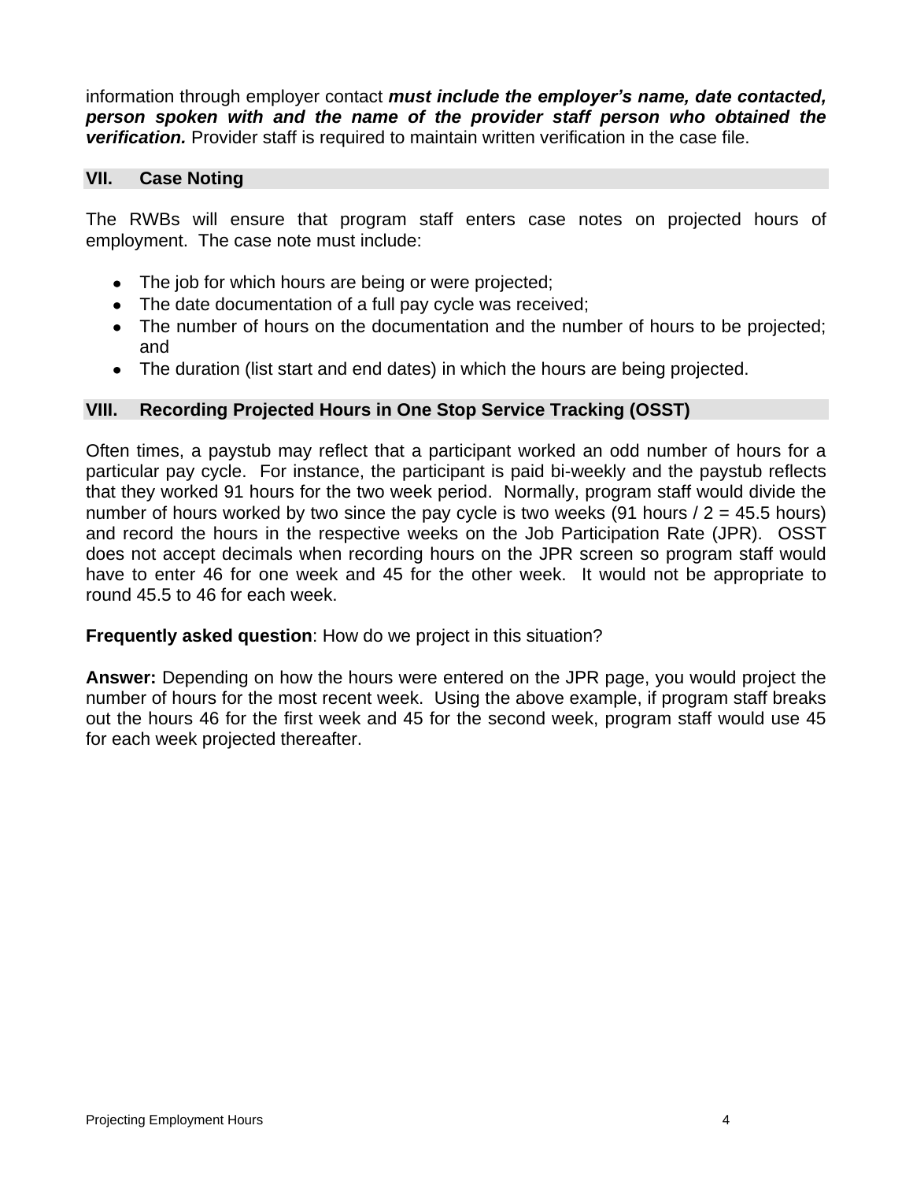information through employer contact ***must include the employer's name, date contacted, person spoken with and the name of the provider staff person who obtained the verification.*** Provider staff is required to maintain written verification in the case file.

## VII. Case Noting

The RWBs will ensure that program staff enters case notes on projected hours of employment. The case note must include:

- The job for which hours are being or were projected;
- The date documentation of a full pay cycle was received;
- The number of hours on the documentation and the number of hours to be projected; and
- The duration (list start and end dates) in which the hours are being projected.

## VIII. Recording Projected Hours in One Stop Service Tracking (OSST)

Often times, a paystub may reflect that a participant worked an odd number of hours for a particular pay cycle. For instance, the participant is paid bi-weekly and the paystub reflects that they worked 91 hours for the two week period. Normally, program staff would divide the number of hours worked by two since the pay cycle is two weeks (91 hours / 2 = 45.5 hours) and record the hours in the respective weeks on the Job Participation Rate (JPR). OSST does not accept decimals when recording hours on the JPR screen so program staff would have to enter 46 for one week and 45 for the other week. It would not be appropriate to round 45.5 to 46 for each week.

**Frequently asked question**: How do we project in this situation?

**Answer:** Depending on how the hours were entered on the JPR page, you would project the number of hours for the most recent week. Using the above example, if program staff breaks out the hours 46 for the first week and 45 for the second week, program staff would use 45 for each week projected thereafter.